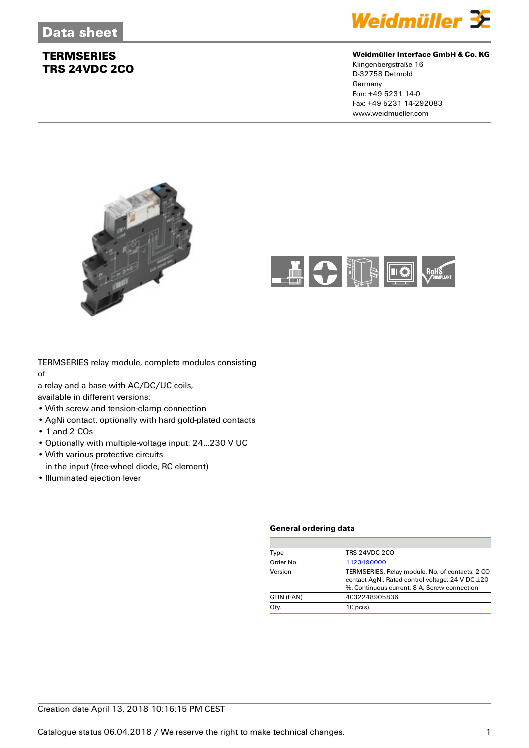Data sheet

# TERMSERIES
# TRS 24VDC 2CO

**Weidmüller Interface GmbH & Co. KG**
Klingenbergstraße 16
D-32758 Detmold
Germany
Fon: +49 5231 14-0
Fax: +49 5231 14-292083
www.weidmueller.com

TERMSERIES relay module, complete modules consisting of
a relay and a base with AC/DC/UC coils,
available in different versions:

- With screw and tension-clamp connection
- AgNi contact, optionally with hard gold-plated contacts
- 1 and 2 COs
- Optionally with multiple-voltage input: 24...230 V UC
- With various protective circuits in the input (free-wheel diode, RC element)
- Illuminated ejection lever

### General ordering data

| | |
|---|---|
| Type | TRS 24VDC 2CO |
| Order No. | 1123490000 |
| Version | TERMSERIES, Relay module, No. of contacts: 2 CO contact AgNi, Rated control voltage: 24 V DC ±20 %, Continuous current: 8 A, Screw connection |
| GTIN (EAN) | 4032248905836 |
| Qty. | 10 pc(s). |

Creation date April 13, 2018 10:16:15 PM CEST

Catalogue status 06.04.2018 / We reserve the right to make technical changes.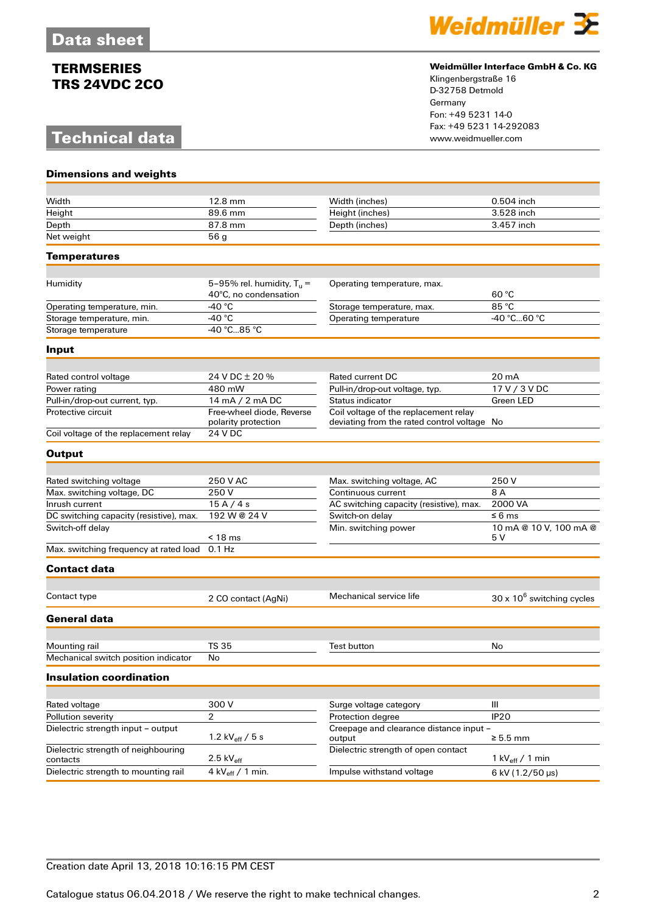Data sheet

**TERMSERIES**
**TRS 24VDC 2CO**

Weidmüller Interface GmbH & Co. KG
Klingenbergstraße 16
D-32758 Detmold
Germany
Fon: +49 5231 14-0
Fax: +49 5231 14-292083
www.weidmueller.com

# Technical data

## Dimensions and weights

| | | | |
|---|---|---|---|
| Width | 12.8 mm | Width (inches) | 0.504 inch |
| Height | 89.6 mm | Height (inches) | 3.528 inch |
| Depth | 87.8 mm | Depth (inches) | 3.457 inch |
| Net weight | 56 g | | |

## Temperatures

| | | | |
|---|---|---|---|
| Humidity | 5–95% rel. humidity, $T_u$ = 40°C, no condensation | Operating temperature, max. | 60 °C |
| Operating temperature, min. | -40 °C | Storage temperature, max. | 85 °C |
| Storage temperature, min. | -40 °C | Operating temperature | -40 °C...60 °C |
| Storage temperature | -40 °C...85 °C | | |

## Input

| | | | |
|---|---|---|---|
| Rated control voltage | 24 V DC ± 20 % | Rated current DC | 20 mA |
| Power rating | 480 mW | Pull-in/drop-out voltage, typ. | 17 V / 3 V DC |
| Pull-in/drop-out current, typ. | 14 mA / 2 mA DC | Status indicator | Green LED |
| Protective circuit | Free-wheel diode, Reverse polarity protection | Coil voltage of the replacement relay deviating from the rated control voltage | No |
| Coil voltage of the replacement relay | 24 V DC | | |

## Output

| | | | |
|---|---|---|---|
| Rated switching voltage | 250 V AC | Max. switching voltage, AC | 250 V |
| Max. switching voltage, DC | 250 V | Continuous current | 8 A |
| Inrush current | 15 A / 4 s | AC switching capacity (resistive), max. | 2000 VA |
| DC switching capacity (resistive), max. | 192 W @ 24 V | Switch-on delay | ≤ 6 ms |
| Switch-off delay | < 18 ms | Min. switching power | 10 mA @ 10 V, 100 mA @ 5 V |
| Max. switching frequency at rated load | 0.1 Hz | | |

## Contact data

| | | | |
|---|---|---|---|
| Contact type | 2 CO contact (AgNi) | Mechanical service life | 30 x $10^6$ switching cycles |

## General data

| | | | |
|---|---|---|---|
| Mounting rail | TS 35 | Test button | No |
| Mechanical switch position indicator | No | | |

## Insulation coordination

| | | | |
|---|---|---|---|
| Rated voltage | 300 V | Surge voltage category | III |
| Pollution severity | 2 | Protection degree | IP20 |
| Dielectric strength input – output | 1.2 $kV_{eff}$ / 5 s | Creepage and clearance distance input – output | ≥ 5.5 mm |
| Dielectric strength of neighbouring contacts | 2.5 $kV_{eff}$ | Dielectric strength of open contact | 1 $kV_{eff}$ / 1 min |
| Dielectric strength to mounting rail | 4 $kV_{eff}$ / 1 min. | Impulse withstand voltage | 6 kV (1.2/50 µs) |

Creation date April 13, 2018 10:16:15 PM CEST

Catalogue status 06.04.2018 / We reserve the right to make technical changes.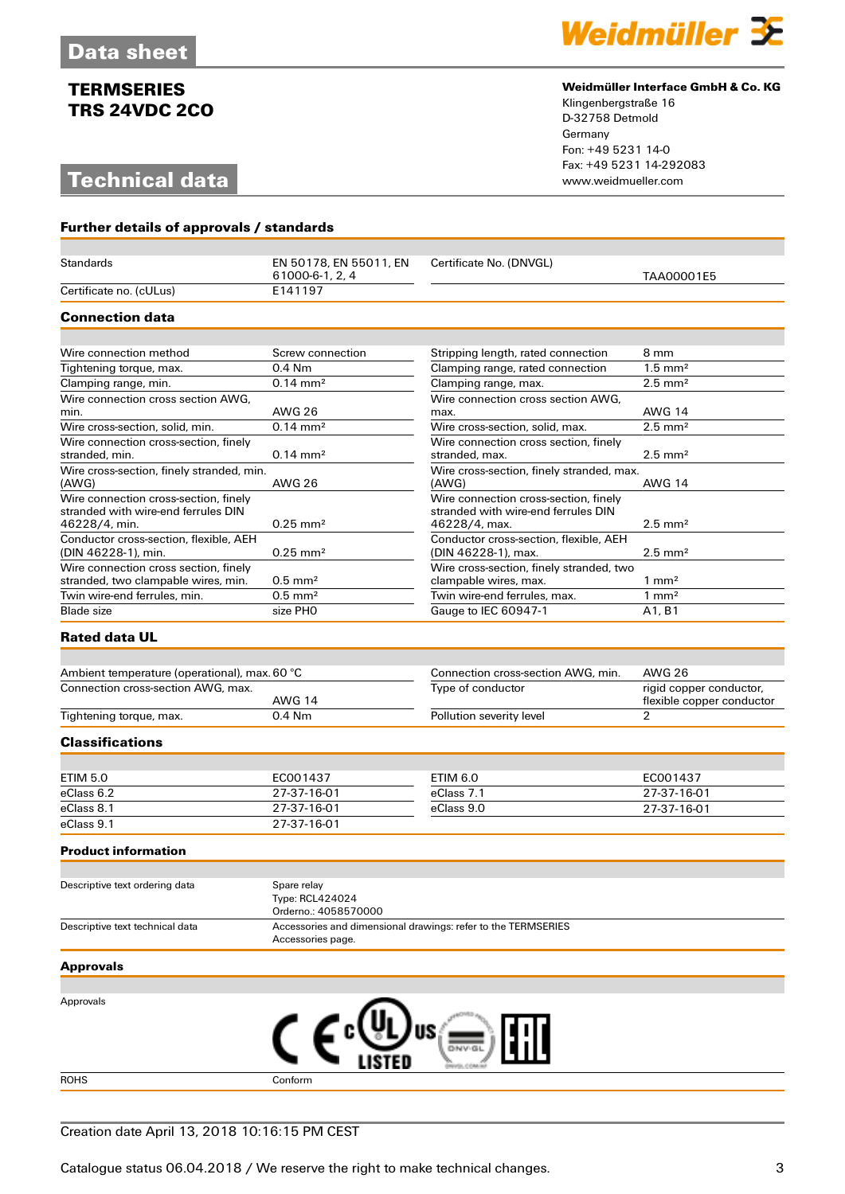# TERMSERIES
# TRS 24VDC 2CO

## Technical data

**Weidmüller Interface GmbH & Co. KG**
Klingenbergstraße 16
D-32758 Detmold
Germany
Fon: +49 5231 14-0
Fax: +49 5231 14-292083
www.weidmueller.com

### Further details of approvals / standards

| | | | |
|---|---|---|---|
| Standards | EN 50178, EN 55011, EN 61000-6-1, 2, 4 | Certificate No. (DNVGL) | TAA00001E5 |
| Certificate no. (cULus) | E141197 | | |

### Connection data

| | | | |
|---|---|---|---|
| Wire connection method | Screw connection | Stripping length, rated connection | 8 mm |
| Tightening torque, max. | 0.4 Nm | Clamping range, rated connection | 1.5 mm² |
| Clamping range, min. | 0.14 mm² | Clamping range, max. | 2.5 mm² |
| Wire connection cross section AWG, min. | AWG 26 | Wire connection cross section AWG, max. | AWG 14 |
| Wire cross-section, solid, min. | 0.14 mm² | Wire cross-section, solid, max. | 2.5 mm² |
| Wire connection cross-section, finely stranded, min. | 0.14 mm² | Wire connection cross section, finely stranded, max. | 2.5 mm² |
| Wire cross-section, finely stranded, min. (AWG) | AWG 26 | Wire cross-section, finely stranded, max. (AWG) | AWG 14 |
| Wire connection cross-section, finely stranded with wire-end ferrules DIN 46228/4, min. | 0.25 mm² | Wire connection cross-section, finely stranded with wire-end ferrules DIN 46228/4, max. | 2.5 mm² |
| Conductor cross-section, flexible, AEH (DIN 46228-1), min. | 0.25 mm² | Conductor cross-section, flexible, AEH (DIN 46228-1), max. | 2.5 mm² |
| Wire connection cross section, finely stranded, two clampable wires, min. | 0.5 mm² | Wire cross-section, finely stranded, two clampable wires, max. | 1 mm² |
| Twin wire-end ferrules, min. | 0.5 mm² | Twin wire-end ferrules, max. | 1 mm² |
| Blade size | size PH0 | Gauge to IEC 60947-1 | A1, B1 |

### Rated data UL

| | | | |
|---|---|---|---|
| Ambient temperature (operational), max. | 60 °C | Connection cross-section AWG, min. | AWG 26 |
| Connection cross-section AWG, max. | AWG 14 | Type of conductor | rigid copper conductor, flexible copper conductor |
| Tightening torque, max. | 0.4 Nm | Pollution severity level | 2 |

### Classifications

| | | | |
|---|---|---|---|
| ETIM 5.0 | EC001437 | ETIM 6.0 | EC001437 |
| eClass 6.2 | 27-37-16-01 | eClass 7.1 | 27-37-16-01 |
| eClass 8.1 | 27-37-16-01 | eClass 9.0 | 27-37-16-01 |
| eClass 9.1 | 27-37-16-01 | | |

### Product information

| | |
|---|---|
| Descriptive text ordering data | Spare relay<br>Type: RCL424024<br>Orderno.: 4058570000 |
| Descriptive text technical data | Accessories and dimensional drawings: refer to the TERMSERIES Accessories page. |

### Approvals

| | |
|---|---|
| Approvals | CE, cULus LISTED, DNV·GL, EAC |
| ROHS | Conform |

Creation date April 13, 2018 10:16:15 PM CEST

Catalogue status 06.04.2018 / We reserve the right to make technical changes.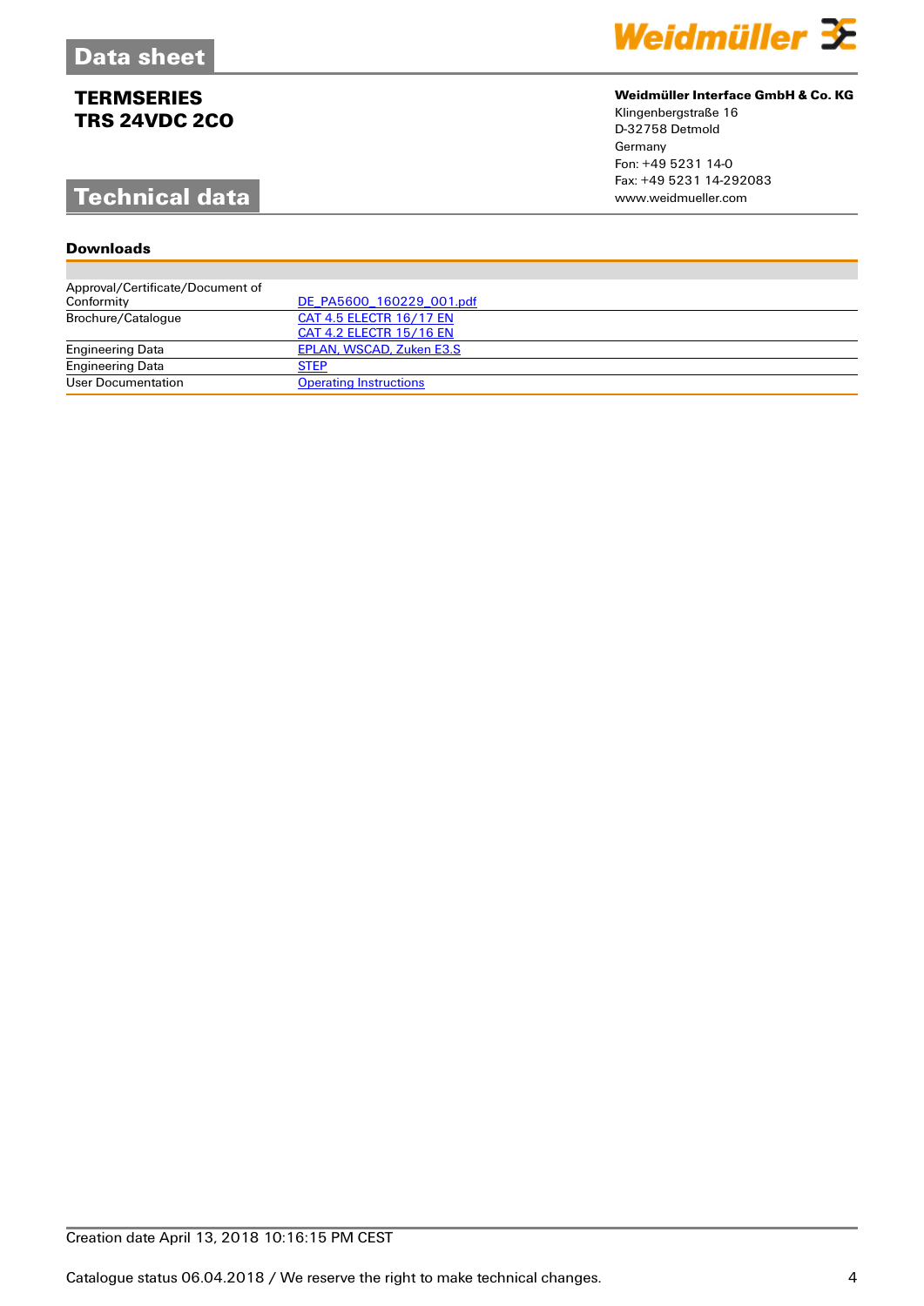## Technical data

### Downloads

| | |
|---|---|
| Approval/Certificate/Document of Conformity | DE_PA5600_160229_001.pdf |
| Brochure/Catalogue | CAT 4.5 ELECTR 16/17 EN<br>CAT 4.2 ELECTR 15/16 EN |
| Engineering Data | EPLAN, WSCAD, Zuken E3.S |
| Engineering Data | STEP |
| User Documentation | Operating Instructions |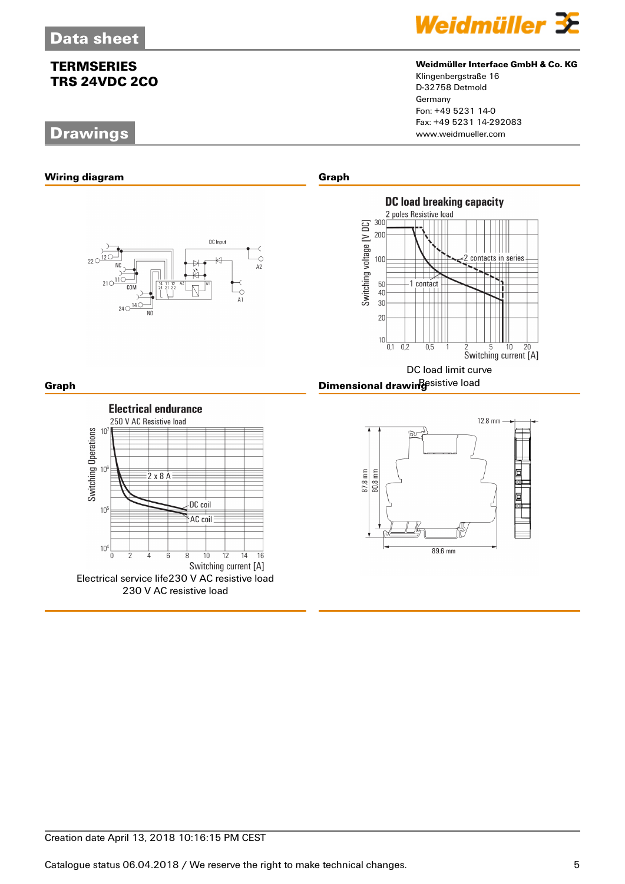# Data sheet

## TERMSERIES
## TRS 24VDC 2CO

**Weidmüller Interface GmbH & Co. KG**
Klingenbergstraße 16
D-32758 Detmold
Germany
Fon: +49 5231 14-0
Fax: +49 5231 14-292083
www.weidmueller.com

# Drawings

### Wiring diagram

### Graph

DC load limit curve
Resistive load

### Graph

Electrical service life230 V AC resistive load
230 V AC resistive load

### Dimensional drawing

Creation date April 13, 2018 10:16:15 PM CEST

Catalogue status 06.04.2018 / We reserve the right to make technical changes.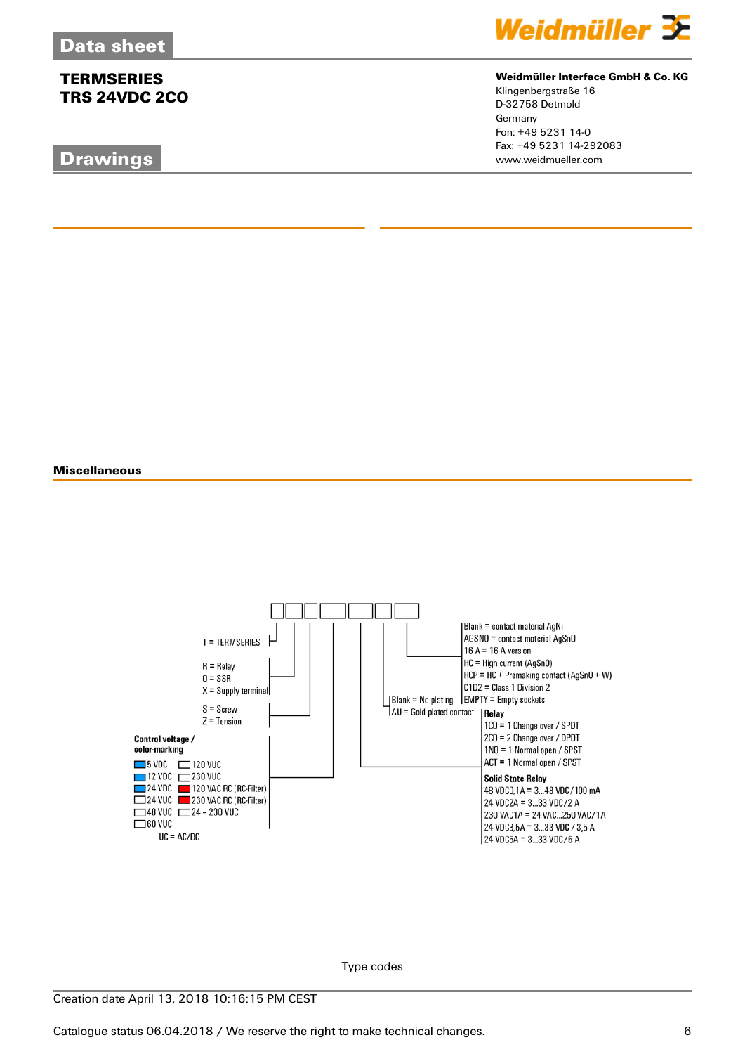## Data sheet

**TERMSERIES**
**TRS 24VDC 2CO**

**Weidmüller Interface GmbH & Co. KG**
Klingenbergstraße 16
D-32758 Detmold
Germany
Fon: +49 5231 14-0
Fax: +49 5231 14-292083
www.weidmueller.com

## Drawings

### Miscellaneous

T = TERMSERIES

R = Relay
O = SSR
X = Supply terminal

S = Screw
Z = Tension

Control voltage / color-marking

5 VDC
12 VDC
24 VDC
24 VUC
48 VUC
60 VUC
120 VUC
230 VUC
120 VAC RC (RC-Filter)
230 VAC RC (RC-Filter)
24 – 230 VUC

UC = AC/DC

Blank = No plating
AU = Gold plated contact

Blank = contact material AgNi
AGSNO = contact material AgSnO
16 A = 16 A version
HC = High current (AgSnO)
HCP = HC + Premaking contact (AgSnO + W)
C1D2 = Class 1 Division 2
EMPTY = Empty sockets

**Relay**
1CO = 1 Change over / SPDT
2CO = 2 Change over / DPDT
1NO = 1 Normal open / SPST
ACT = 1 Normel open / SPST

**Solid-State-Relay**
48 VDC0,1A = 3...48 VDC / 100 mA
24 VDC2A = 3...33 VDC / 2 A
230 VAC1A = 24 VAC...250 VAC / 1A
24 VDC3,5A = 3...33 VDC / 3,5 A
24 VDC5A = 3...33 VDC / 5 A

Type codes

Creation date April 13, 2018 10:16:15 PM CEST

Catalogue status 06.04.2018 / We reserve the right to make technical changes.